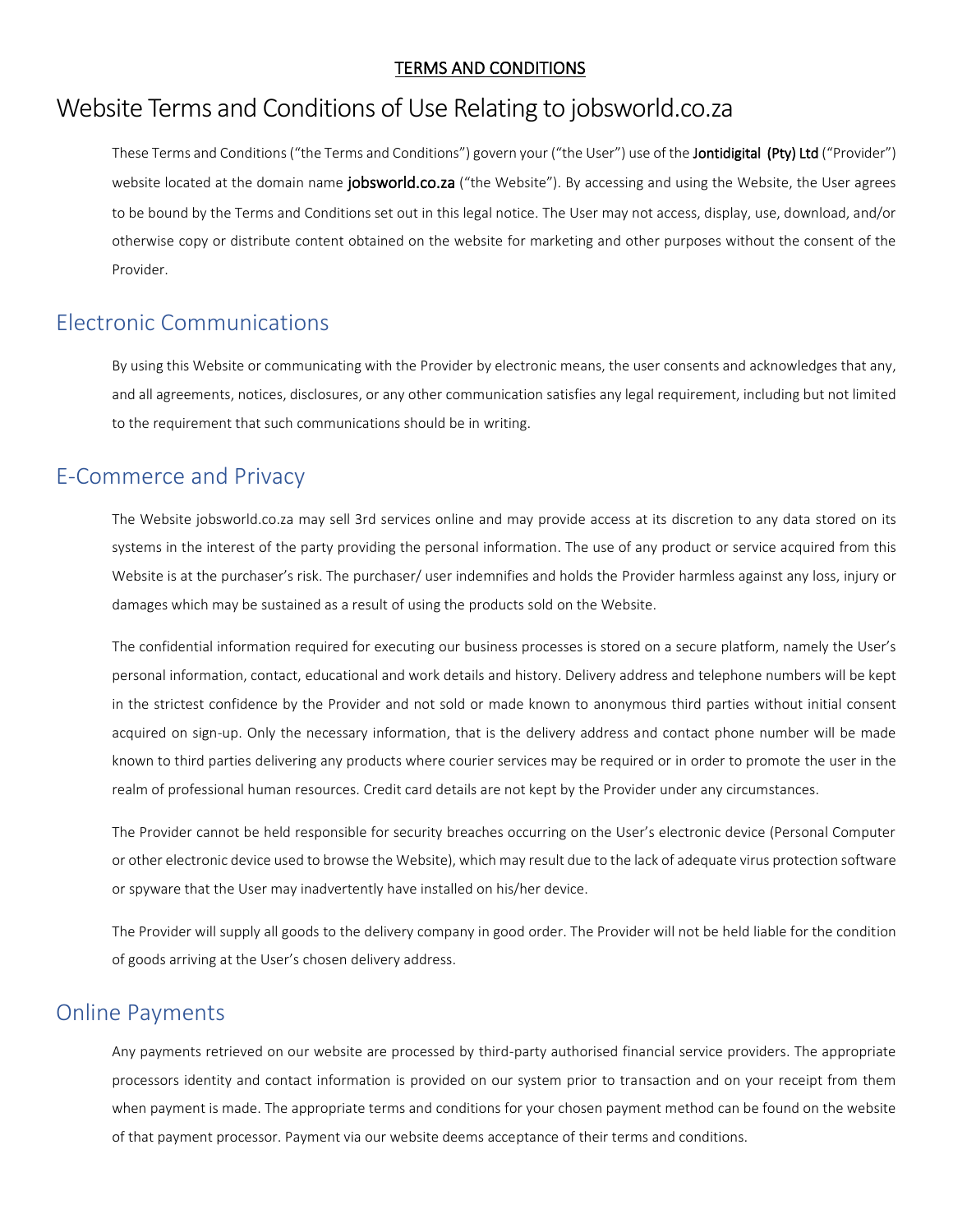<u>TERMS AND CONDITIONS</u>

# Website Terms and Conditions of Use Relating to jobsworld.co.za

These Terms and Conditions ("the Terms and Conditions") govern your ("the User") use of the **Jontidigital (Pty) Ltd** ("Provider") website located at the domain name **jobsworld.co.za** ("the Website"). By accessing and using the Website, the User agrees to be bound by the Terms and Conditions set out in this legal notice. The User may not access, display, use, download, and/or otherwise copy or distribute content obtained on the website for marketing and other purposes without the consent of the Provider.

## Electronic Communications

By using this Website or communicating with the Provider by electronic means, the user consents and acknowledges that any, and all agreements, notices, disclosures, or any other communication satisfies any legal requirement, including but not limited to the requirement that such communications should be in writing.

## E-Commerce and Privacy

The Website jobsworld.co.za may sell 3rd services online and may provide access at its discretion to any data stored on its systems in the interest of the party providing the personal information. The use of any product or service acquired from this Website is at the purchaser's risk. The purchaser/ user indemnifies and holds the Provider harmless against any loss, injury or damages which may be sustained as a result of using the products sold on the Website.

The confidential information required for executing our business processes is stored on a secure platform, namely the User's personal information, contact, educational and work details and history. Delivery address and telephone numbers will be kept in the strictest confidence by the Provider and not sold or made known to anonymous third parties without initial consent acquired on sign-up. Only the necessary information, that is the delivery address and contact phone number will be made known to third parties delivering any products where courier services may be required or in order to promote the user in the realm of professional human resources. Credit card details are not kept by the Provider under any circumstances.

The Provider cannot be held responsible for security breaches occurring on the User's electronic device (Personal Computer or other electronic device used to browse the Website), which may result due to the lack of adequate virus protection software or spyware that the User may inadvertently have installed on his/her device.

The Provider will supply all goods to the delivery company in good order. The Provider will not be held liable for the condition of goods arriving at the User's chosen delivery address.

## Online Payments

Any payments retrieved on our website are processed by third-party authorised financial service providers. The appropriate processors identity and contact information is provided on our system prior to transaction and on your receipt from them when payment is made. The appropriate terms and conditions for your chosen payment method can be found on the website of that payment processor. Payment via our website deems acceptance of their terms and conditions.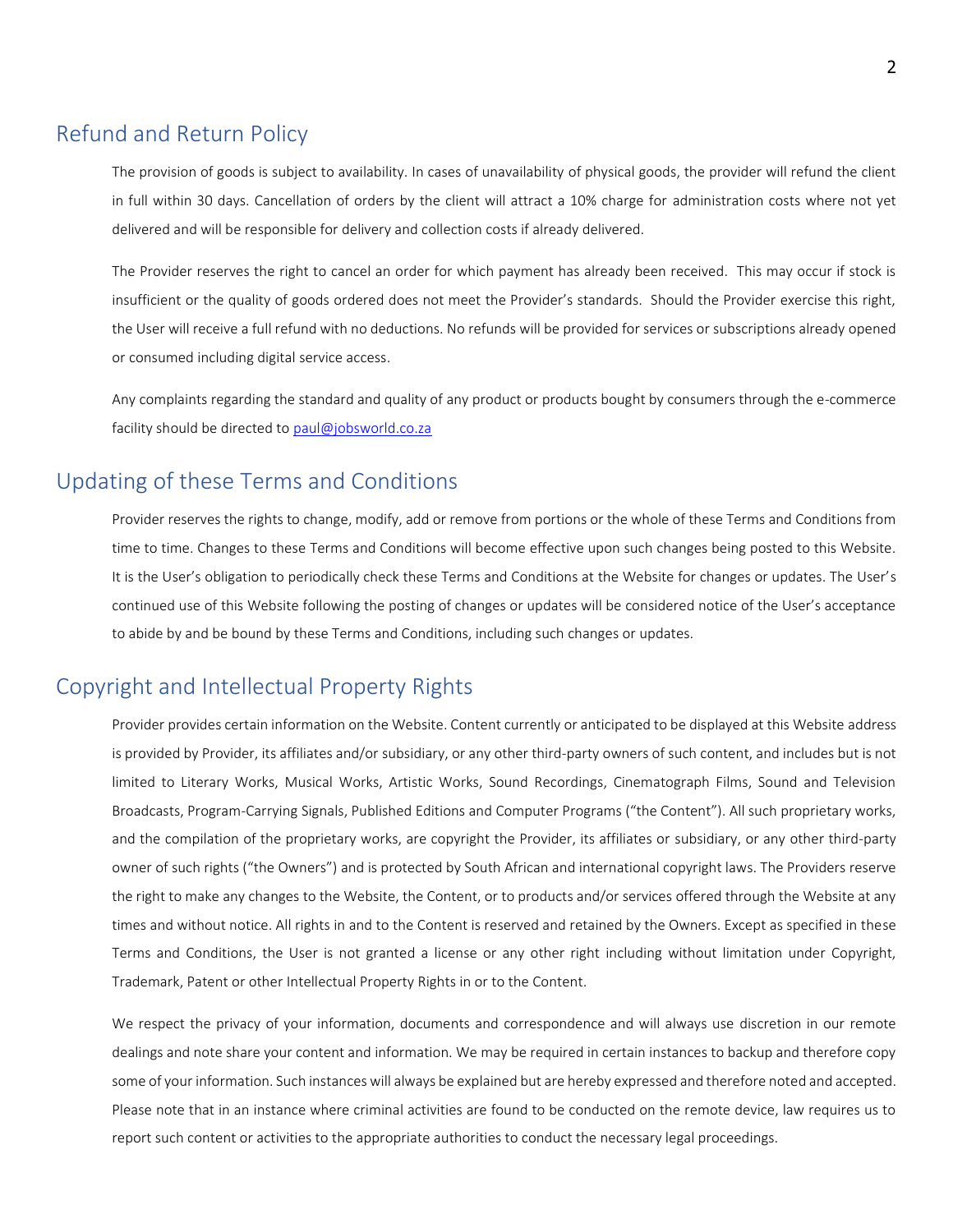## Refund and Return Policy

The provision of goods is subject to availability. In cases of unavailability of physical goods, the provider will refund the client in full within 30 days. Cancellation of orders by the client will attract a 10% charge for administration costs where not yet delivered and will be responsible for delivery and collection costs if already delivered.

The Provider reserves the right to cancel an order for which payment has already been received. This may occur if stock is insufficient or the quality of goods ordered does not meet the Provider's standards. Should the Provider exercise this right, the User will receive a full refund with no deductions. No refunds will be provided for services or subscriptions already opened or consumed including digital service access.

Any complaints regarding the standard and quality of any product or products bought by consumers through the e-commerce facility should be directed to paul@jobsworld.co.za

## Updating of these Terms and Conditions

Provider reserves the rights to change, modify, add or remove from portions or the whole of these Terms and Conditions from time to time. Changes to these Terms and Conditions will become effective upon such changes being posted to this Website. It is the User's obligation to periodically check these Terms and Conditions at the Website for changes or updates. The User's continued use of this Website following the posting of changes or updates will be considered notice of the User's acceptance to abide by and be bound by these Terms and Conditions, including such changes or updates.

## Copyright and Intellectual Property Rights

Provider provides certain information on the Website. Content currently or anticipated to be displayed at this Website address is provided by Provider, its affiliates and/or subsidiary, or any other third-party owners of such content, and includes but is not limited to Literary Works, Musical Works, Artistic Works, Sound Recordings, Cinematograph Films, Sound and Television Broadcasts, Program-Carrying Signals, Published Editions and Computer Programs ("the Content"). All such proprietary works, and the compilation of the proprietary works, are copyright the Provider, its affiliates or subsidiary, or any other third-party owner of such rights ("the Owners") and is protected by South African and international copyright laws. The Providers reserve the right to make any changes to the Website, the Content, or to products and/or services offered through the Website at any times and without notice. All rights in and to the Content is reserved and retained by the Owners. Except as specified in these Terms and Conditions, the User is not granted a license or any other right including without limitation under Copyright, Trademark, Patent or other Intellectual Property Rights in or to the Content.

We respect the privacy of your information, documents and correspondence and will always use discretion in our remote dealings and note share your content and information. We may be required in certain instances to backup and therefore copy some of your information. Such instances will always be explained but are hereby expressed and therefore noted and accepted. Please note that in an instance where criminal activities are found to be conducted on the remote device, law requires us to report such content or activities to the appropriate authorities to conduct the necessary legal proceedings.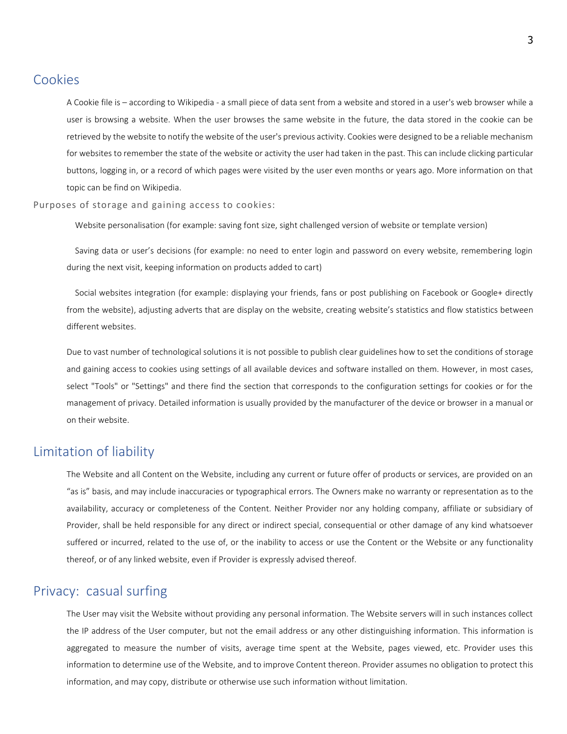## Cookies

A Cookie file is – according to Wikipedia - a small piece of data sent from a website and stored in a user's web browser while a user is browsing a website. When the user browses the same website in the future, the data stored in the cookie can be retrieved by the website to notify the website of the user's previous activity. Cookies were designed to be a reliable mechanism for websites to remember the state of the website or activity the user had taken in the past. This can include clicking particular buttons, logging in, or a record of which pages were visited by the user even months or years ago. More information on that topic can be find on Wikipedia.

### Purposes of storage and gaining access to cookies:

Website personalisation (for example: saving font size, sight challenged version of website or template version)

Saving data or user's decisions (for example: no need to enter login and password on every website, remembering login during the next visit, keeping information on products added to cart)

Social websites integration (for example: displaying your friends, fans or post publishing on Facebook or Google+ directly from the website), adjusting adverts that are display on the website, creating website's statistics and flow statistics between different websites.

Due to vast number of technological solutions it is not possible to publish clear guidelines how to set the conditions of storage and gaining access to cookies using settings of all available devices and software installed on them. However, in most cases, select "Tools" or "Settings" and there find the section that corresponds to the configuration settings for cookies or for the management of privacy. Detailed information is usually provided by the manufacturer of the device or browser in a manual or on their website.

## Limitation of liability

The Website and all Content on the Website, including any current or future offer of products or services, are provided on an "as is" basis, and may include inaccuracies or typographical errors. The Owners make no warranty or representation as to the availability, accuracy or completeness of the Content. Neither Provider nor any holding company, affiliate or subsidiary of Provider, shall be held responsible for any direct or indirect special, consequential or other damage of any kind whatsoever suffered or incurred, related to the use of, or the inability to access or use the Content or the Website or any functionality thereof, or of any linked website, even if Provider is expressly advised thereof.

## Privacy: casual surfing

The User may visit the Website without providing any personal information. The Website servers will in such instances collect the IP address of the User computer, but not the email address or any other distinguishing information. This information is aggregated to measure the number of visits, average time spent at the Website, pages viewed, etc. Provider uses this information to determine use of the Website, and to improve Content thereon. Provider assumes no obligation to protect this information, and may copy, distribute or otherwise use such information without limitation.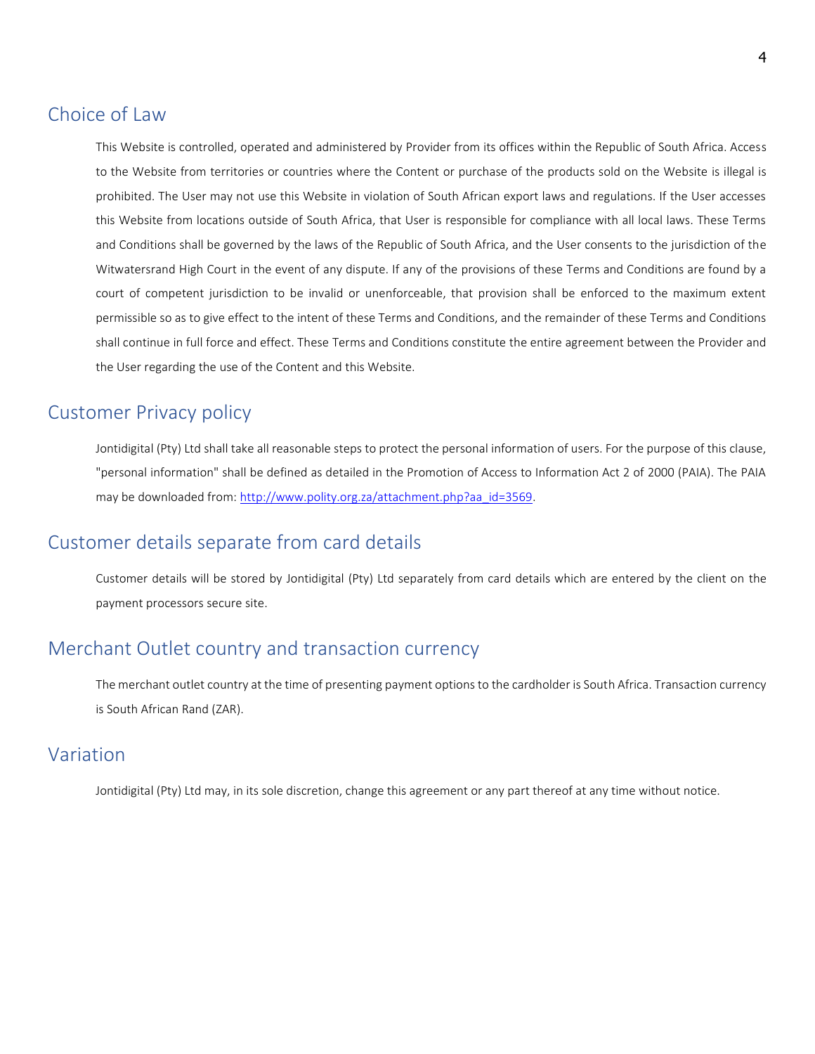## Choice of Law

This Website is controlled, operated and administered by Provider from its offices within the Republic of South Africa. Access to the Website from territories or countries where the Content or purchase of the products sold on the Website is illegal is prohibited. The User may not use this Website in violation of South African export laws and regulations. If the User accesses this Website from locations outside of South Africa, that User is responsible for compliance with all local laws. These Terms and Conditions shall be governed by the laws of the Republic of South Africa, and the User consents to the jurisdiction of the Witwatersrand High Court in the event of any dispute. If any of the provisions of these Terms and Conditions are found by a court of competent jurisdiction to be invalid or unenforceable, that provision shall be enforced to the maximum extent permissible so as to give effect to the intent of these Terms and Conditions, and the remainder of these Terms and Conditions shall continue in full force and effect. These Terms and Conditions constitute the entire agreement between the Provider and the User regarding the use of the Content and this Website.

## Customer Privacy policy

Jontidigital (Pty) Ltd shall take all reasonable steps to protect the personal information of users. For the purpose of this clause, "personal information" shall be defined as detailed in the Promotion of Access to Information Act 2 of 2000 (PAIA). The PAIA may be downloaded from: [http://www.polity.org.za/attachment.php?aa_id=3569](http://www.polity.org.za/attachment.php?aa_id=3569).

## Customer details separate from card details

Customer details will be stored by Jontidigital (Pty) Ltd separately from card details which are entered by the client on the payment processors secure site.

## Merchant Outlet country and transaction currency

The merchant outlet country at the time of presenting payment options to the cardholder is South Africa. Transaction currency is South African Rand (ZAR).

## Variation

Jontidigital (Pty) Ltd may, in its sole discretion, change this agreement or any part thereof at any time without notice.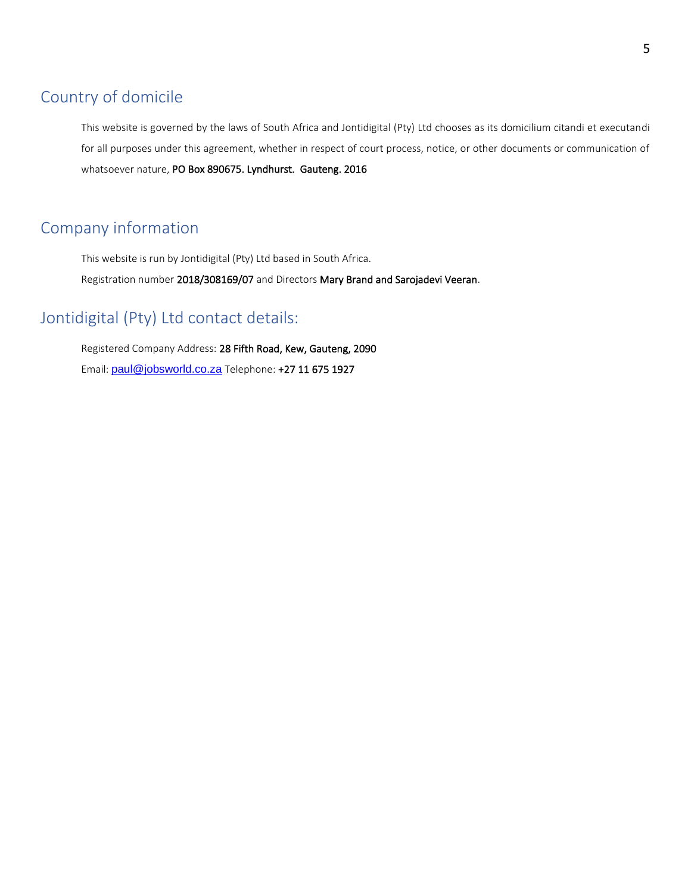## Country of domicile

This website is governed by the laws of South Africa and Jontidigital (Pty) Ltd chooses as its domicilium citandi et executandi for all purposes under this agreement, whether in respect of court process, notice, or other documents or communication of whatsoever nature, PO Box 890675. Lyndhurst. Gauteng. 2016

## Company information

This website is run by Jontidigital (Pty) Ltd based in South Africa.

Registration number 2018/308169/07 and Directors Mary Brand and Sarojadevi Veeran.

## Jontidigital (Pty) Ltd contact details:

Registered Company Address: 28 Fifth Road, Kew, Gauteng, 2090

Email: paul@jobsworld.co.za Telephone: +27 11 675 1927